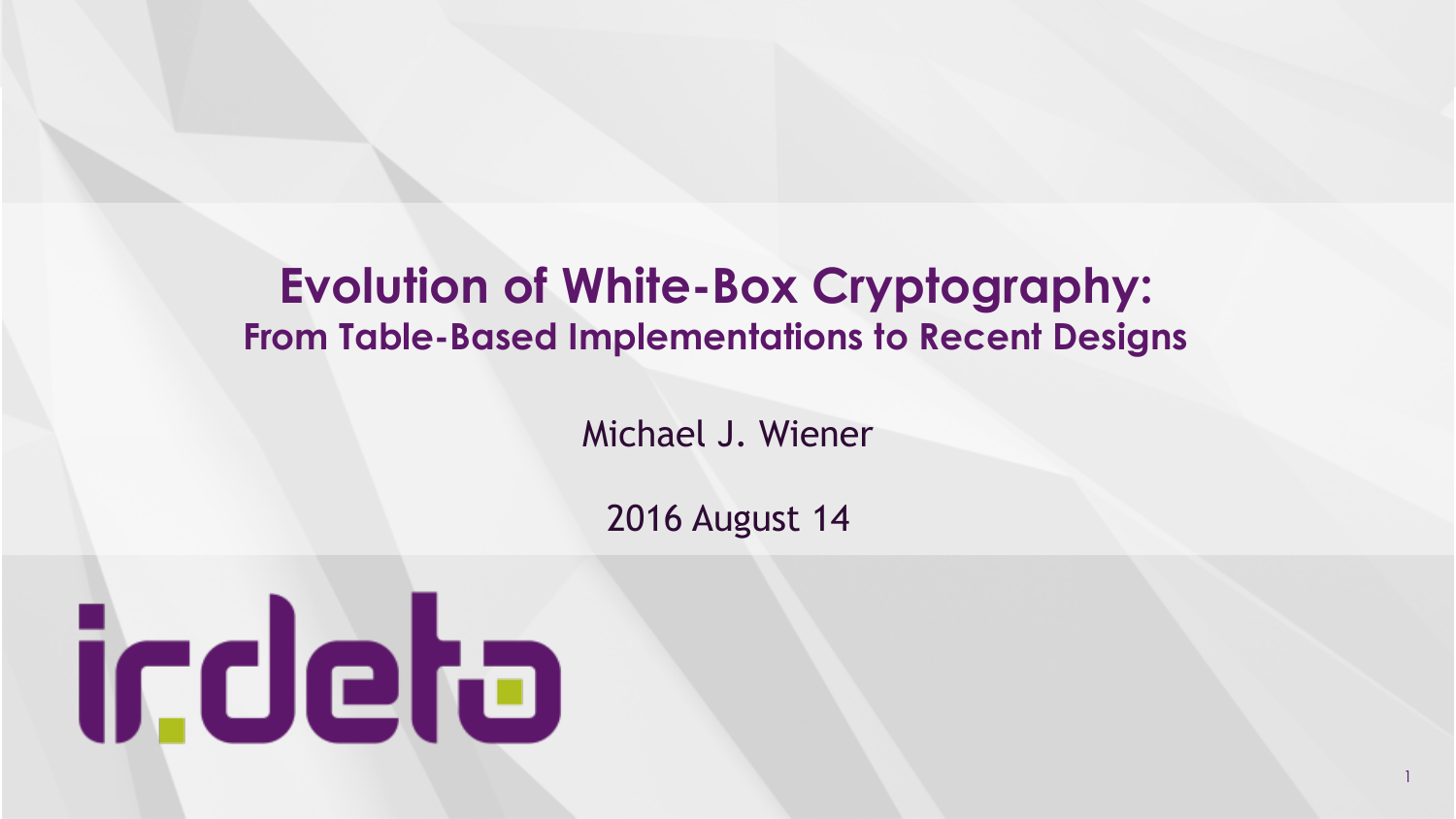# Evolution of White-Box Cryptography:

## From Table-Based Implementations to Recent Designs

Michael J. Wiener

2016 August 14

irdeto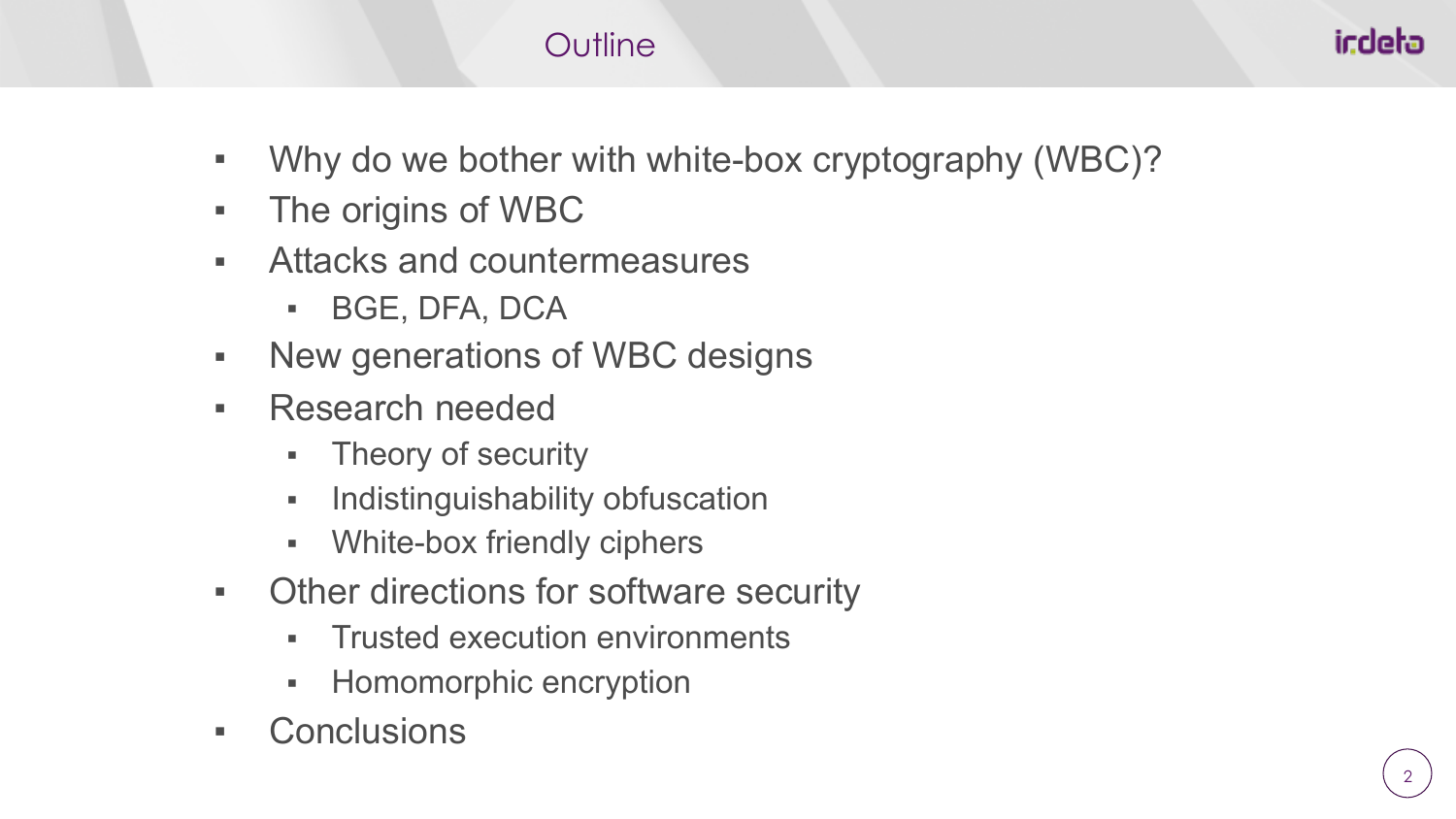# Outline

- Why do we bother with white-box cryptography (WBC)?
- The origins of WBC
- Attacks and countermeasures
  - BGE, DFA, DCA
- New generations of WBC designs
- Research needed
  - Theory of security
  - Indistinguishability obfuscation
  - White-box friendly ciphers
- Other directions for software security
  - Trusted execution environments
  - Homomorphic encryption
- Conclusions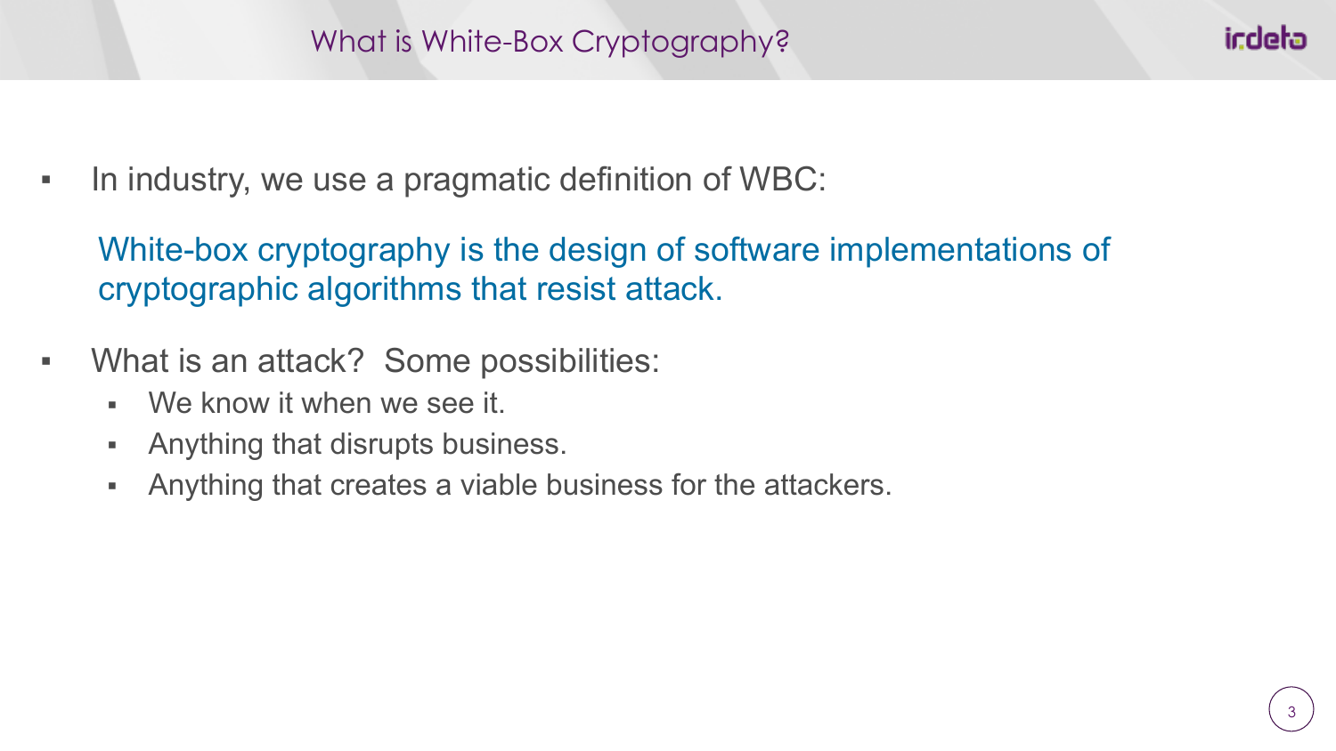# What is White-Box Cryptography?

- In industry, we use a pragmatic definition of WBC:

  White-box cryptography is the design of software implementations of cryptographic algorithms that resist attack.

- What is an attack? Some possibilities:
  - We know it when we see it.
  - Anything that disrupts business.
  - Anything that creates a viable business for the attackers.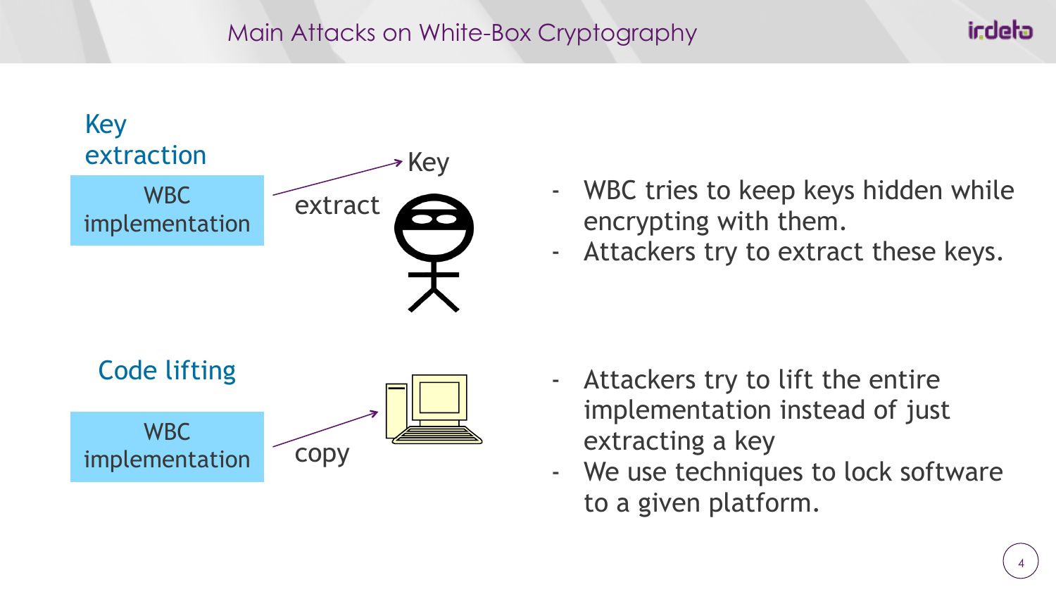# Main Attacks on White-Box Cryptography

## Key extraction

WBC implementation → extract → Key

- WBC tries to keep keys hidden while encrypting with them.
- Attackers try to extract these keys.

## Code lifting

WBC implementation → copy

- Attackers try to lift the entire implementation instead of just extracting a key
- We use techniques to lock software to a given platform.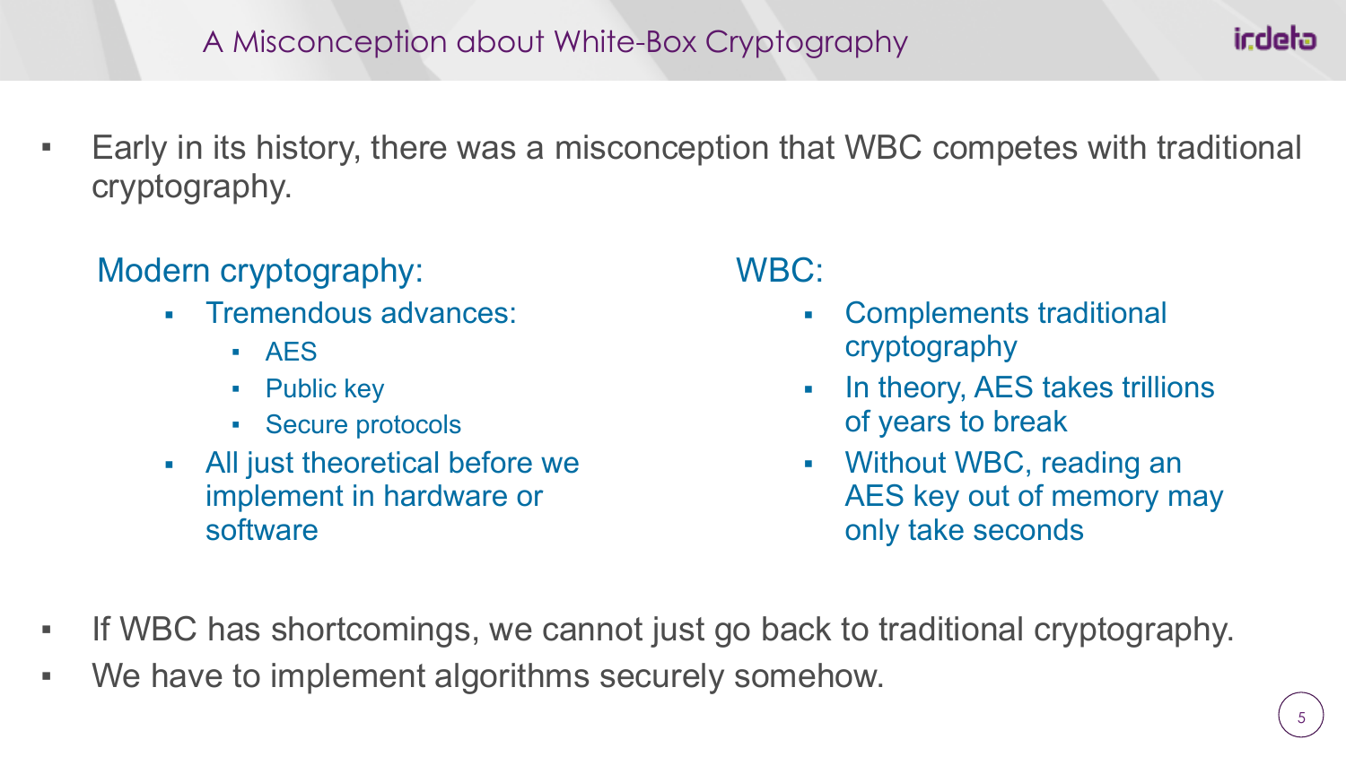# A Misconception about White-Box Cryptography

- Early in its history, there was a misconception that WBC competes with traditional cryptography.

## Modern cryptography:

- Tremendous advances:
  - AES
  - Public key
  - Secure protocols
- All just theoretical before we implement in hardware or software

## WBC:

- Complements traditional cryptography
- In theory, AES takes trillions of years to break
- Without WBC, reading an AES key out of memory may only take seconds

- If WBC has shortcomings, we cannot just go back to traditional cryptography.
- We have to implement algorithms securely somehow.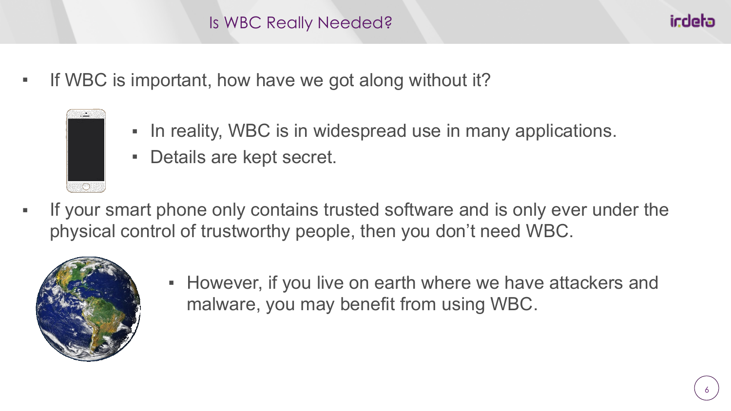# Is WBC Really Needed?

- If WBC is important, how have we got along without it?
  - In reality, WBC is in widespread use in many applications.
  - Details are kept secret.
- If your smart phone only contains trusted software and is only ever under the physical control of trustworthy people, then you don't need WBC.
  - However, if you live on earth where we have attackers and malware, you may benefit from using WBC.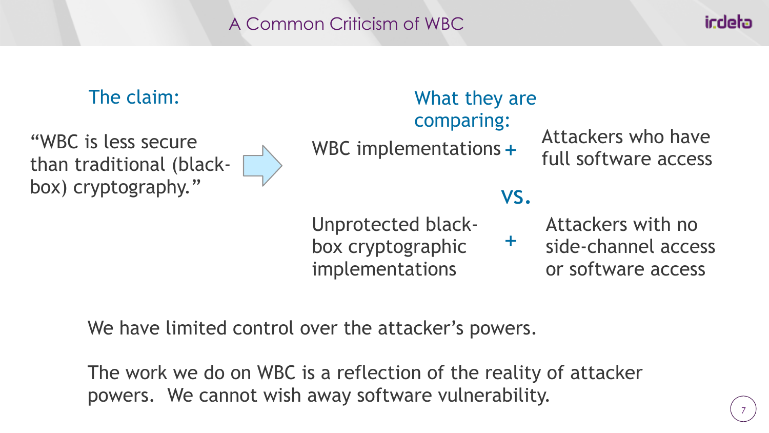# A Common Criticism of WBC

**The claim:**

"WBC is less secure than traditional (black-box) cryptography."

**What they are comparing:**

WBC implementations + Attackers who have full software access

vs.

Unprotected black-box cryptographic implementations + Attackers with no side-channel access or software access

We have limited control over the attacker's powers.

The work we do on WBC is a reflection of the reality of attacker powers. We cannot wish away software vulnerability.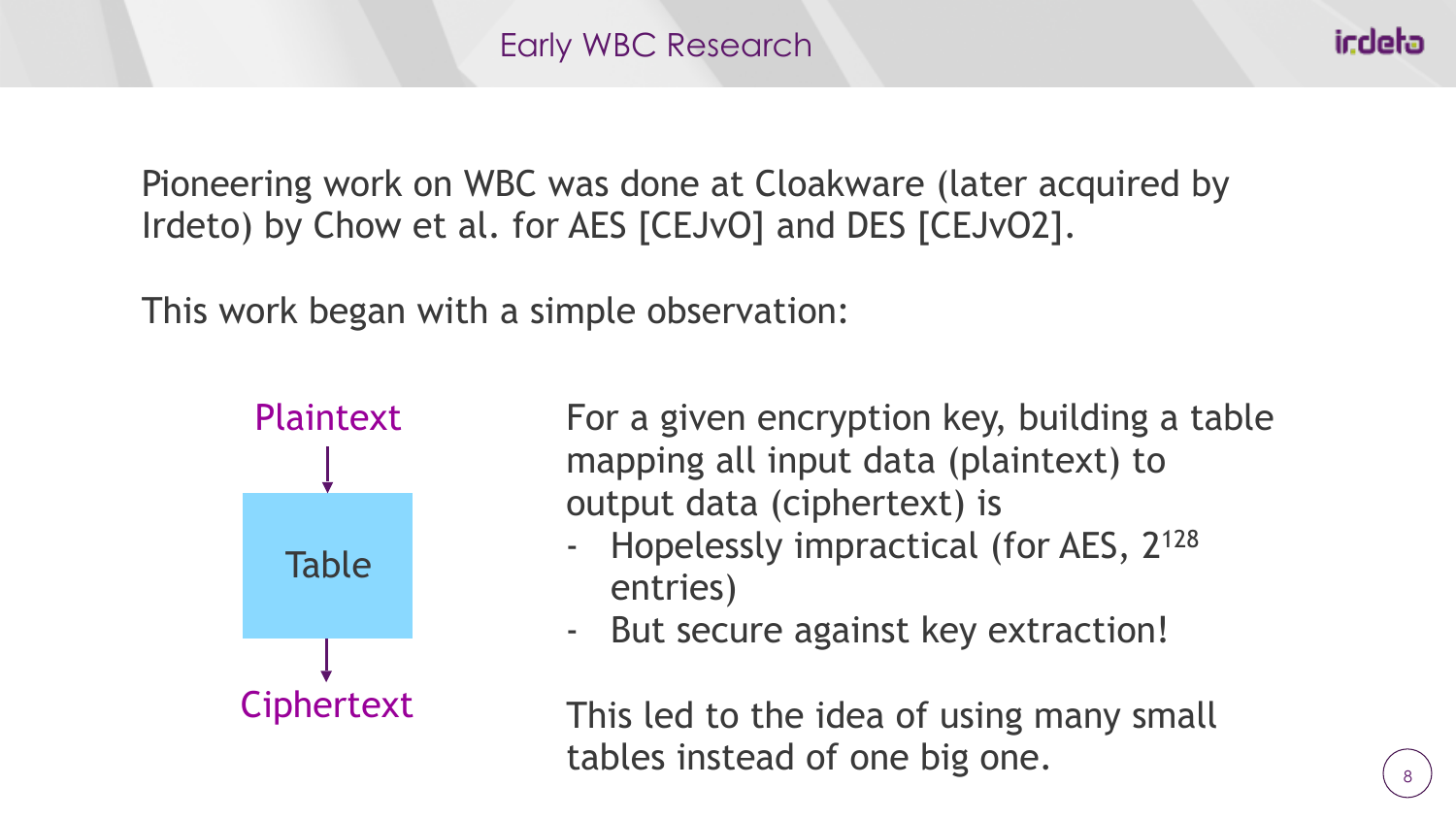# Early WBC Research

Pioneering work on WBC was done at Cloakware (later acquired by Irdeto) by Chow et al. for AES [CEJvO] and DES [CEJvO2].

This work began with a simple observation:

Plaintext → Table → Ciphertext

For a given encryption key, building a table mapping all input data (plaintext) to output data (ciphertext) is

- Hopelessly impractical (for AES, $2^{128}$ entries)
- But secure against key extraction!

This led to the idea of using many small tables instead of one big one.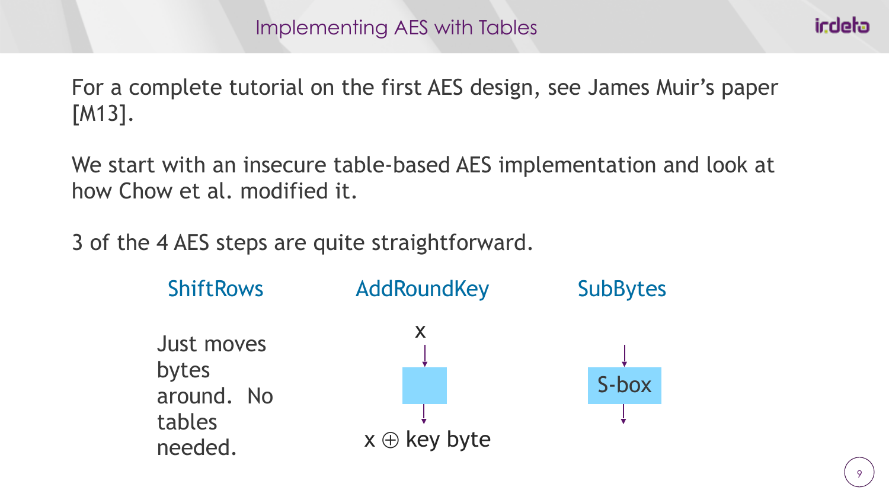# Implementing AES with Tables

For a complete tutorial on the first AES design, see James Muir's paper [M13].

We start with an insecure table-based AES implementation and look at how Chow et al. modified it.

3 of the 4 AES steps are quite straightforward.

**ShiftRows**

Just moves bytes around. No tables needed.

**AddRoundKey**

x

$x \oplus$ key byte

**SubBytes**

S-box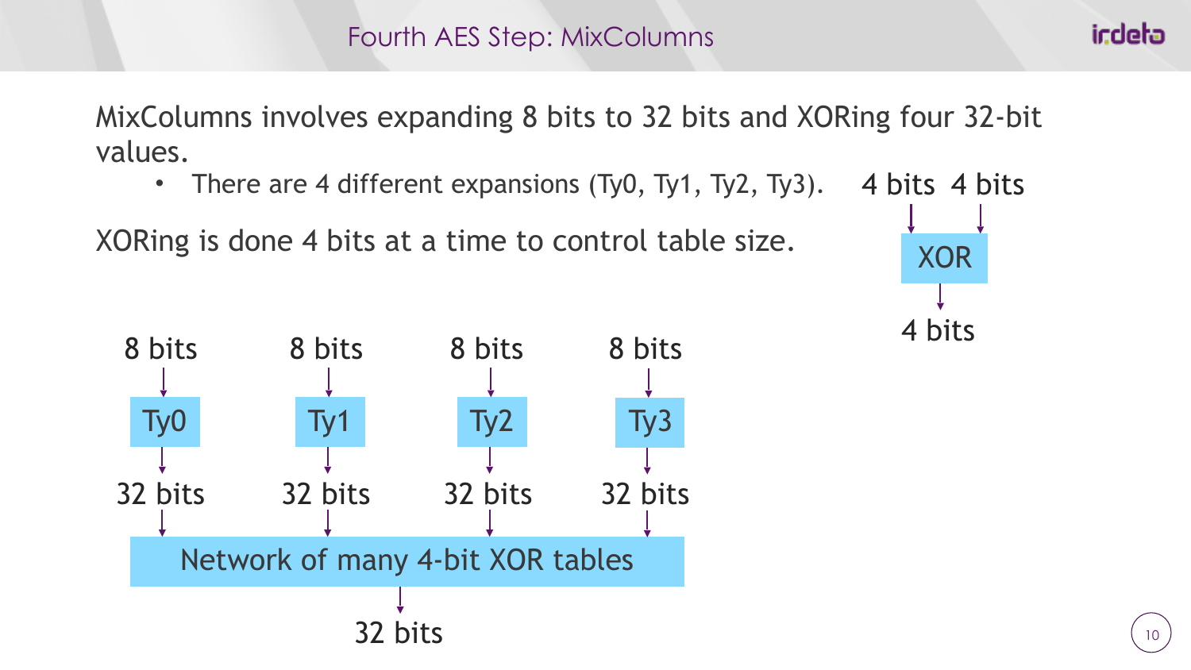# Fourth AES Step: MixColumns

MixColumns involves expanding 8 bits to 32 bits and XORing four 32-bit values.

- There are 4 different expansions (Ty0, Ty1, Ty2, Ty3).

XORing is done 4 bits at a time to control table size.

4 bits 4 bits

XOR

4 bits

8 bits → Ty0 → 32 bits

8 bits → Ty1 → 32 bits

8 bits → Ty2 → 32 bits

8 bits → Ty3 → 32 bits

Network of many 4-bit XOR tables

32 bits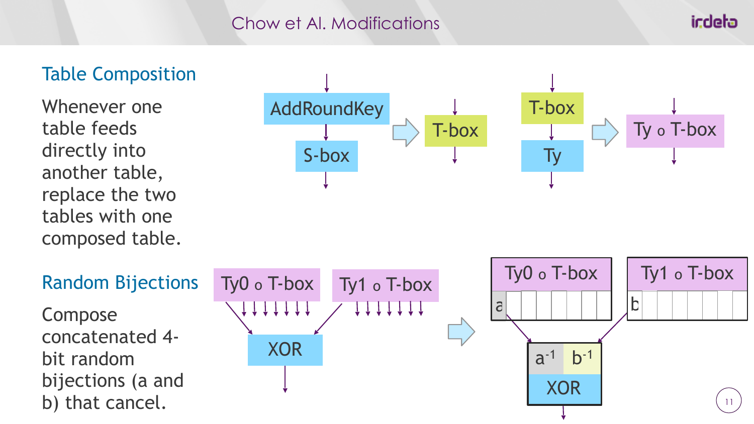# Chow et Al. Modifications

## Table Composition

Whenever one table feeds directly into another table, replace the two tables with one composed table.

AddRoundKey → S-box ⇒ T-box

T-box → Ty ⇒ Ty o T-box

## Random Bijections

Compose concatenated 4-bit random bijections (a and b) that cancel.

Ty0 o T-box, Ty1 o T-box → XOR ⇒ Ty0 o T-box (a), Ty1 o T-box (b) → $a^{-1}$ $b^{-1}$ XOR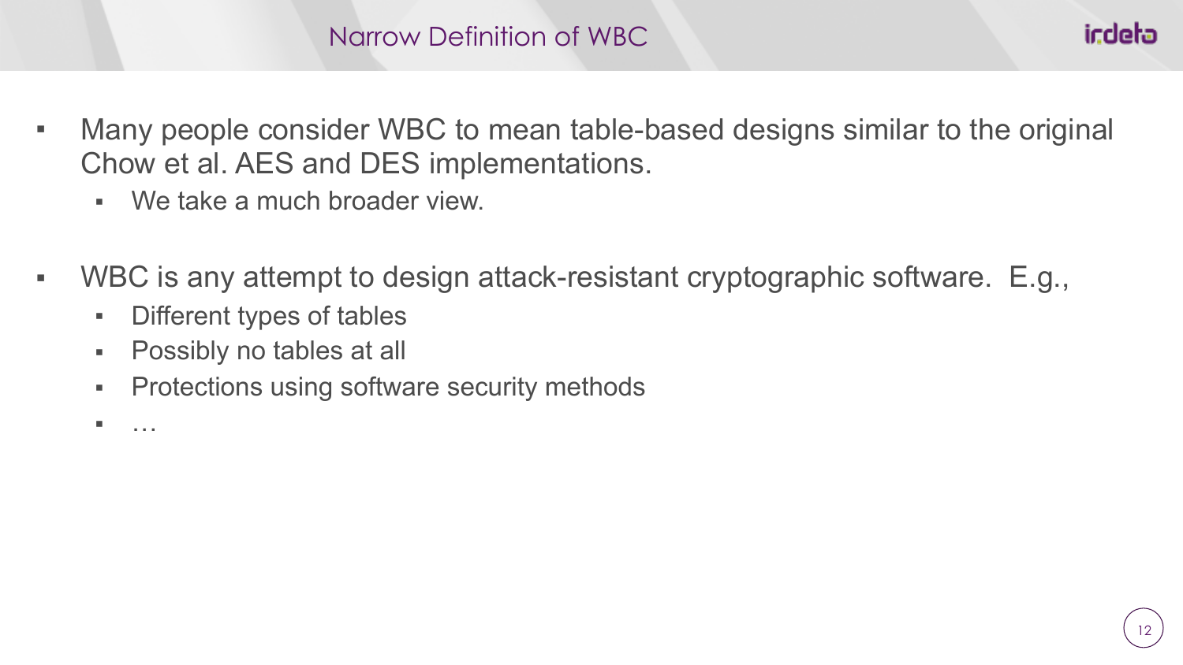# Narrow Definition of WBC

- Many people consider WBC to mean table-based designs similar to the original Chow et al. AES and DES implementations.
  - We take a much broader view.

- WBC is any attempt to design attack-resistant cryptographic software. E.g.,
  - Different types of tables
  - Possibly no tables at all
  - Protections using software security methods
  - …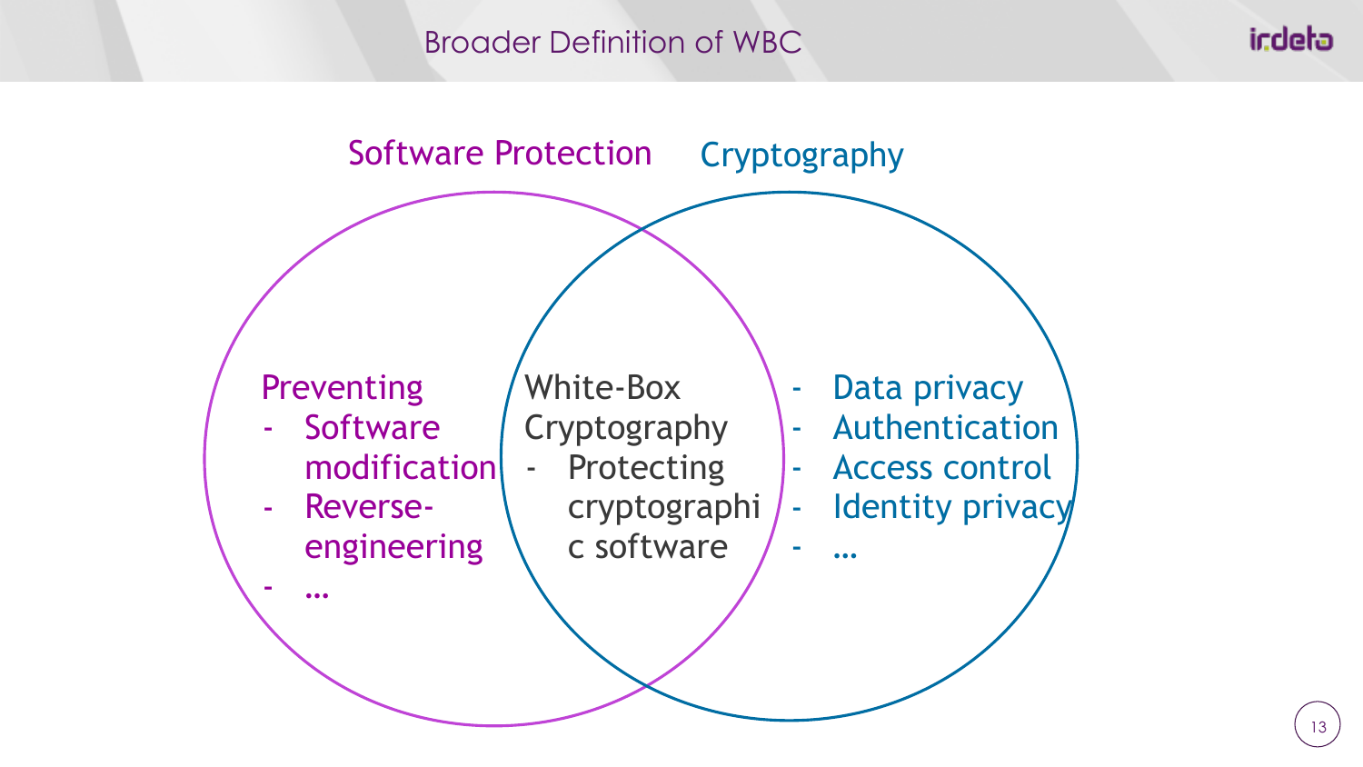# Broader Definition of WBC

## Software Protection

Preventing
- Software modification
- Reverse-engineering
- …

## White-Box Cryptography

- Protecting cryptographic software

## Cryptography

- Data privacy
- Authentication
- Access control
- Identity privacy
- …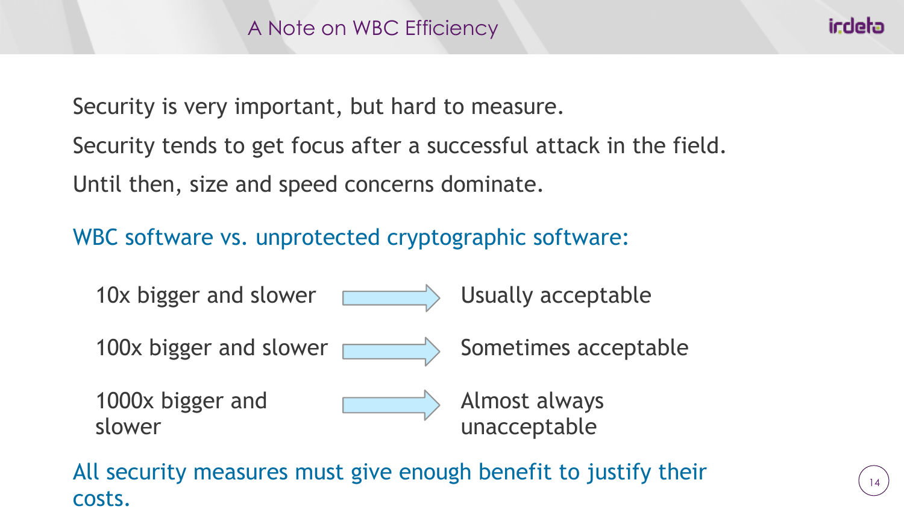# A Note on WBC Efficiency

Security is very important, but hard to measure.

Security tends to get focus after a successful attack in the field.

Until then, size and speed concerns dominate.

WBC software vs. unprotected cryptographic software:

- 10x bigger and slower → Usually acceptable
- 100x bigger and slower → Sometimes acceptable
- 1000x bigger and slower → Almost always unacceptable

All security measures must give enough benefit to justify their costs.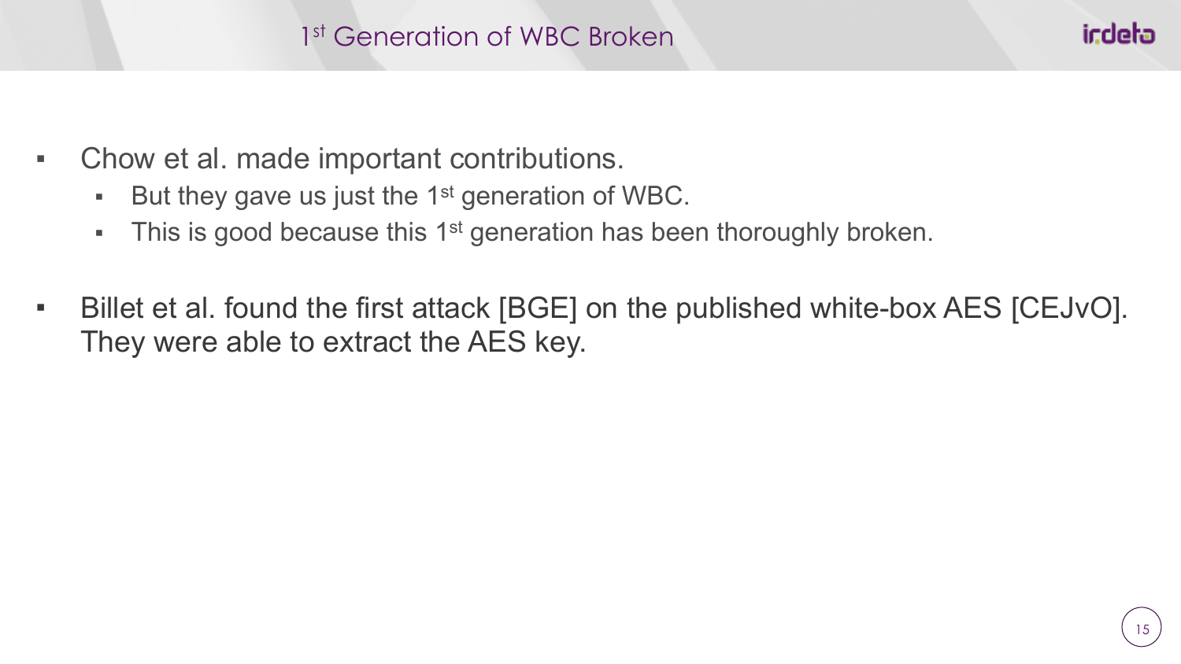# 1st Generation of WBC Broken

- Chow et al. made important contributions.
  - But they gave us just the 1st generation of WBC.
  - This is good because this 1st generation has been thoroughly broken.

- Billet et al. found the first attack [BGE] on the published white-box AES [CEJvO]. They were able to extract the AES key.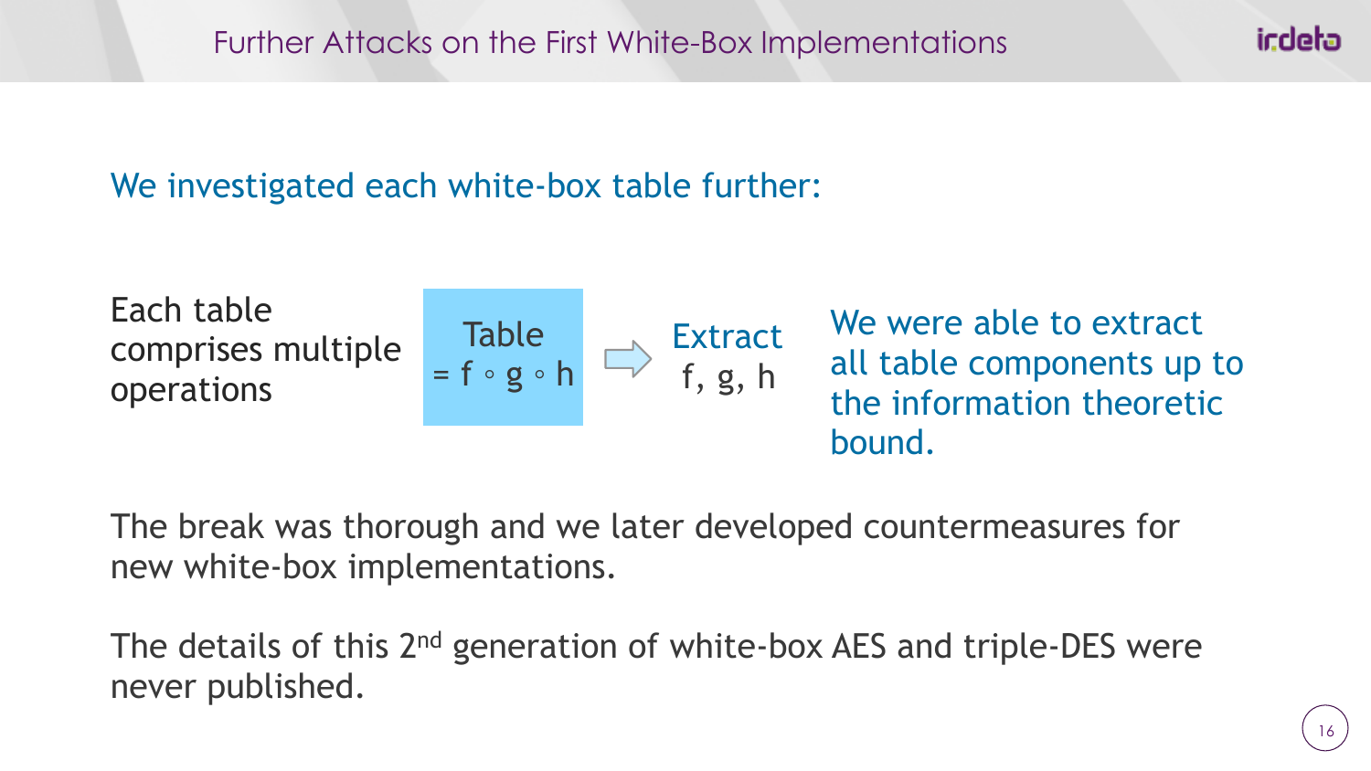# Further Attacks on the First White-Box Implementations

We investigated each white-box table further:

Each table comprises multiple operations

Table $= f \circ g \circ h$ ⇒ Extract $f, g, h$

We were able to extract all table components up to the information theoretic bound.

The break was thorough and we later developed countermeasures for new white-box implementations.

The details of this 2nd generation of white-box AES and triple-DES were never published.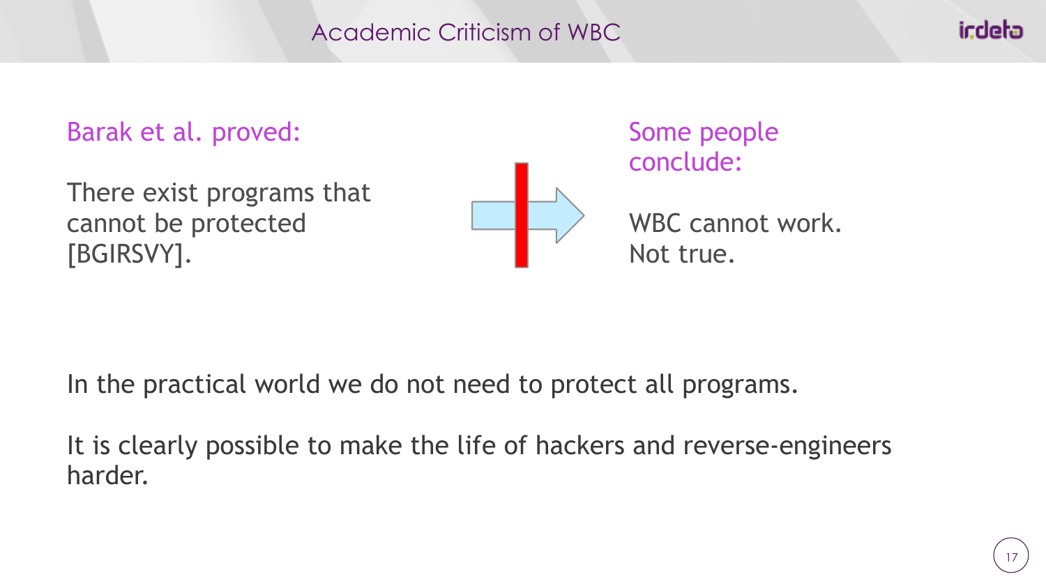# Academic Criticism of WBC

Barak et al. proved:

There exist programs that cannot be protected [BGIRSVY].

Some people conclude:

WBC cannot work.
Not true.

In the practical world we do not need to protect all programs.

It is clearly possible to make the life of hackers and reverse-engineers harder.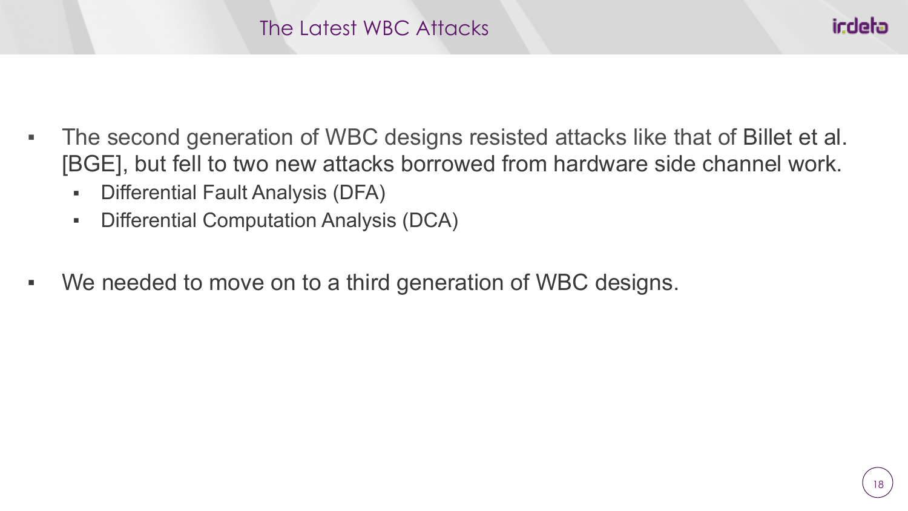# The Latest WBC Attacks

- The second generation of WBC designs resisted attacks like that of Billet et al. [BGE], but fell to two new attacks borrowed from hardware side channel work.
  - Differential Fault Analysis (DFA)
  - Differential Computation Analysis (DCA)
- We needed to move on to a third generation of WBC designs.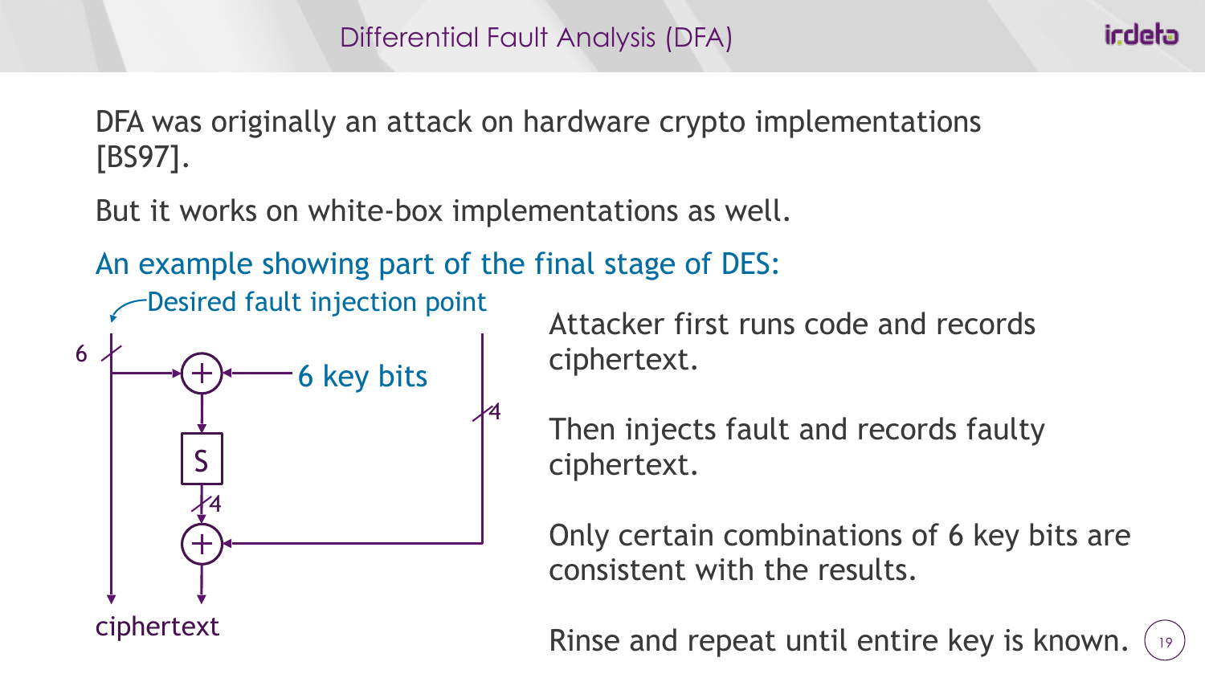# Differential Fault Analysis (DFA)

DFA was originally an attack on hardware crypto implementations [BS97].

But it works on white-box implementations as well.

An example showing part of the final stage of DES:

Desired fault injection point

6

6 key bits

S

4

4

ciphertext

Attacker first runs code and records ciphertext.

Then injects fault and records faulty ciphertext.

Only certain combinations of 6 key bits are consistent with the results.

Rinse and repeat until entire key is known.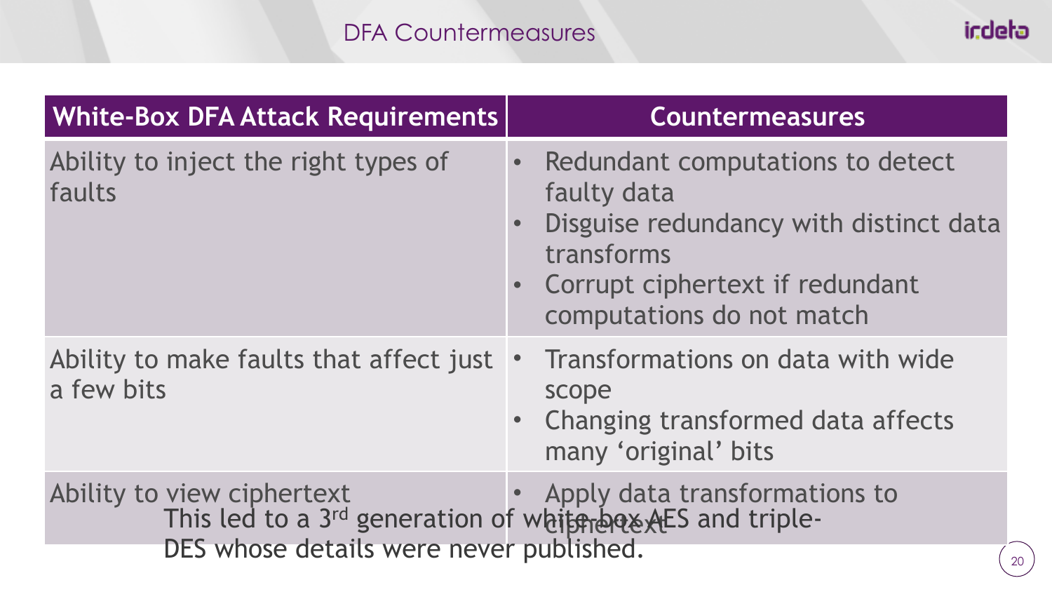# DFA Countermeasures

| White-Box DFA Attack Requirements | Countermeasures |
| --- | --- |
| Ability to inject the right types of faults | • Redundant computations to detect faulty data<br>• Disguise redundancy with distinct data transforms<br>• Corrupt ciphertext if redundant computations do not match |
| Ability to make faults that affect just a few bits | • Transformations on data with wide scope<br>• Changing transformed data affects many 'original' bits |
| Ability to view ciphertext | • Apply data transformations to ciphertext |

This led to a 3rd generation of white-box AES and triple-DES whose details were never published.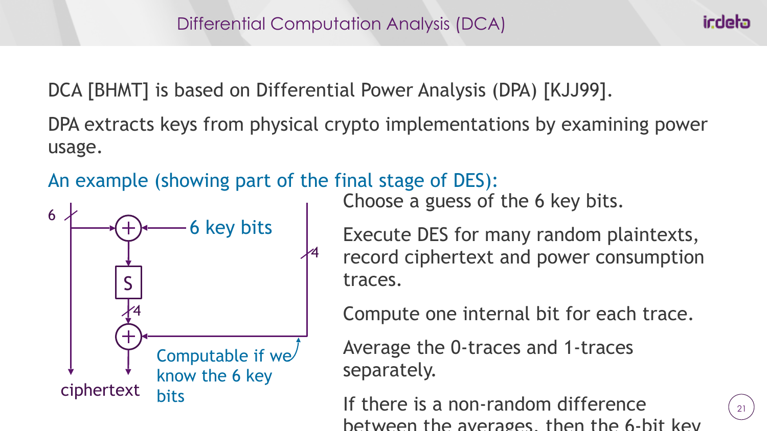# Differential Computation Analysis (DCA)

DCA [BHMT] is based on Differential Power Analysis (DPA) [KJJ99].

DPA extracts keys from physical crypto implementations by examining power usage.

An example (showing part of the final stage of DES):

6

6 key bits

S

4

4

ciphertext

Computable if we know the 6 key bits

Choose a guess of the 6 key bits.

Execute DES for many random plaintexts, record ciphertext and power consumption traces.

Compute one internal bit for each trace.

Average the 0-traces and 1-traces separately.

If there is a non-random difference between the averages, then the 6-bit key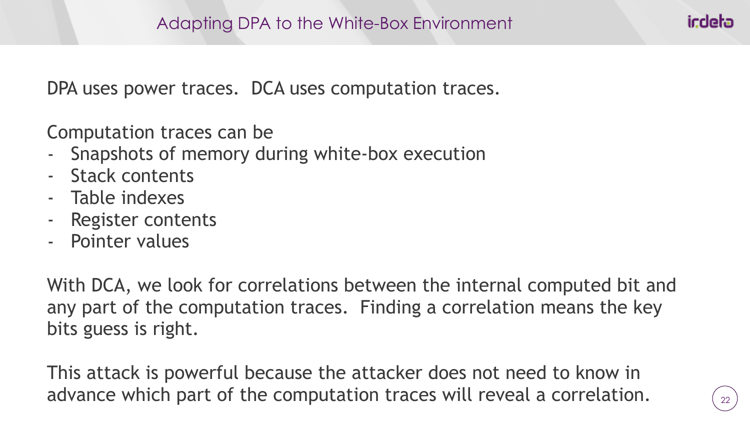# Adapting DPA to the White-Box Environment

DPA uses power traces. DCA uses computation traces.

Computation traces can be

- Snapshots of memory during white-box execution
- Stack contents
- Table indexes
- Register contents
- Pointer values

With DCA, we look for correlations between the internal computed bit and any part of the computation traces. Finding a correlation means the key bits guess is right.

This attack is powerful because the attacker does not need to know in advance which part of the computation traces will reveal a correlation.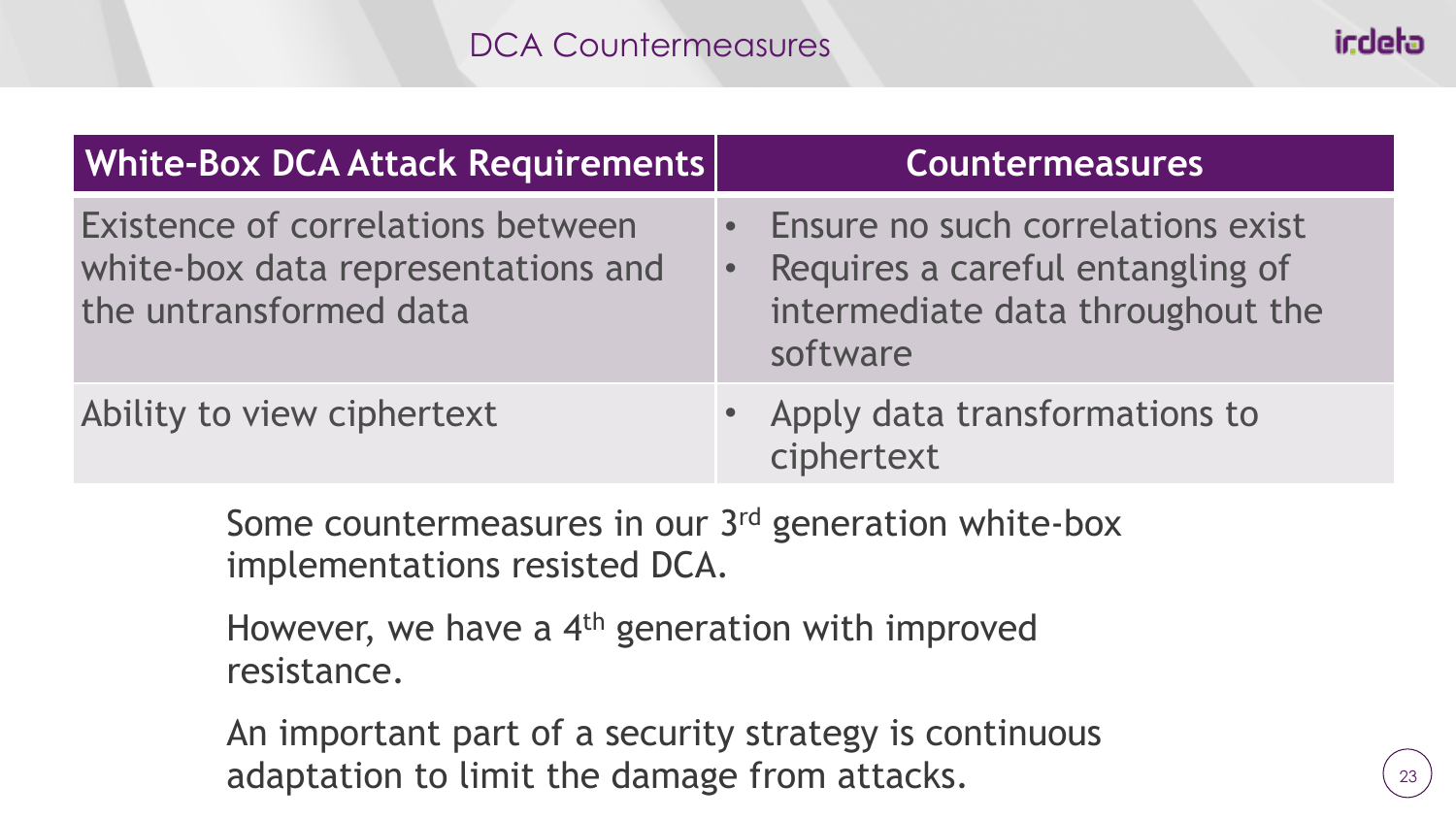# DCA Countermeasures

| White-Box DCA Attack Requirements | Countermeasures |
|---|---|
| Existence of correlations between white-box data representations and the untransformed data | • Ensure no such correlations exist<br>• Requires a careful entangling of intermediate data throughout the software |
| Ability to view ciphertext | • Apply data transformations to ciphertext |

Some countermeasures in our 3rd generation white-box implementations resisted DCA.

However, we have a 4th generation with improved resistance.

An important part of a security strategy is continuous adaptation to limit the damage from attacks.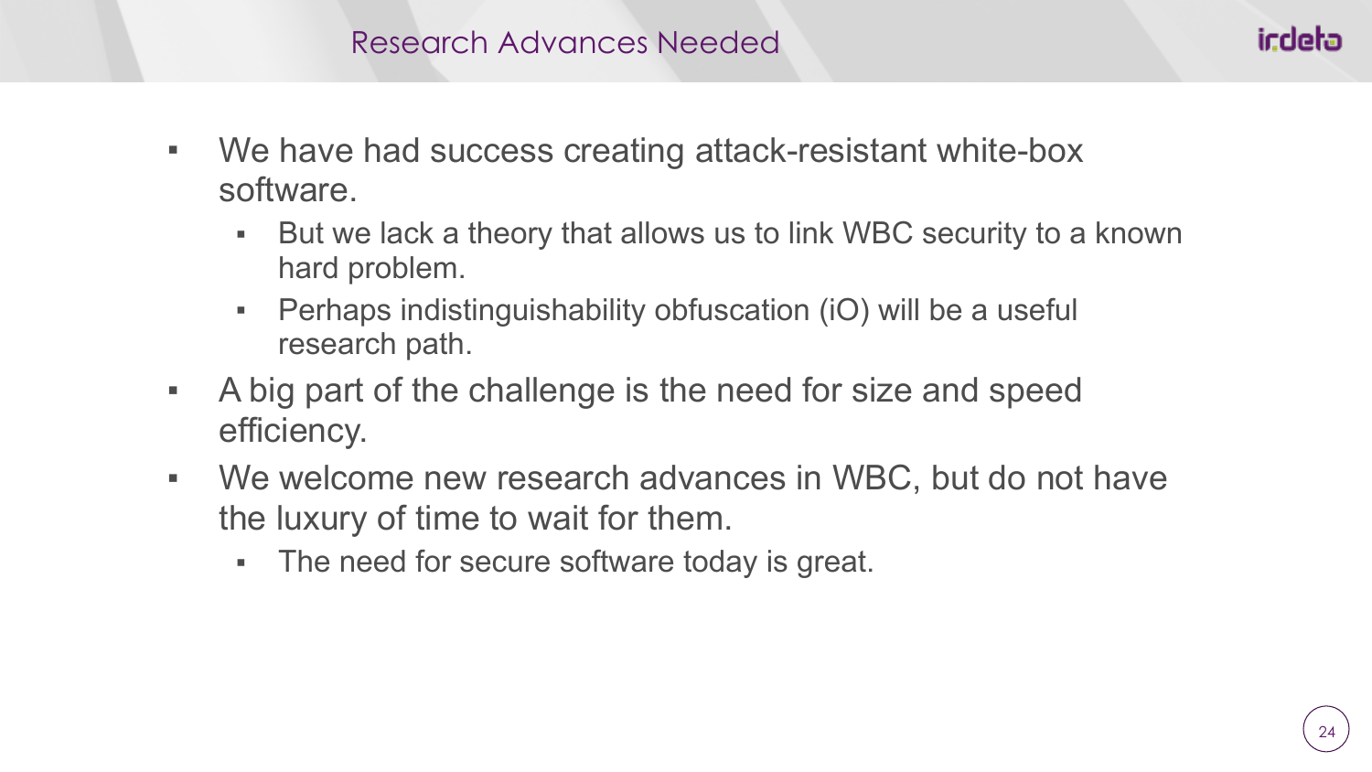## Research Advances Needed

- We have had success creating attack-resistant white-box software.
  - But we lack a theory that allows us to link WBC security to a known hard problem.
  - Perhaps indistinguishability obfuscation (iO) will be a useful research path.
- A big part of the challenge is the need for size and speed efficiency.
- We welcome new research advances in WBC, but do not have the luxury of time to wait for them.
  - The need for secure software today is great.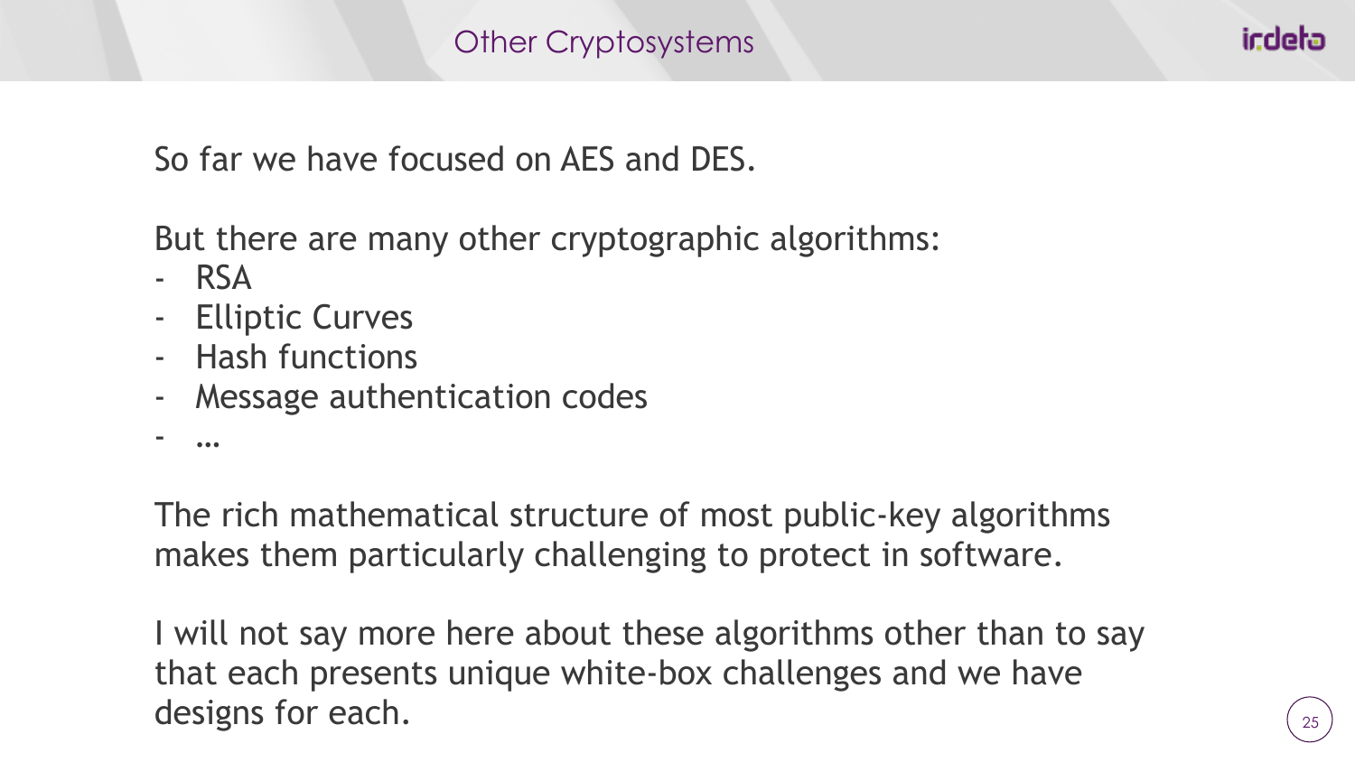# Other Cryptosystems

So far we have focused on AES and DES.

But there are many other cryptographic algorithms:

- RSA
- Elliptic Curves
- Hash functions
- Message authentication codes
- …

The rich mathematical structure of most public-key algorithms makes them particularly challenging to protect in software.

I will not say more here about these algorithms other than to say that each presents unique white-box challenges and we have designs for each.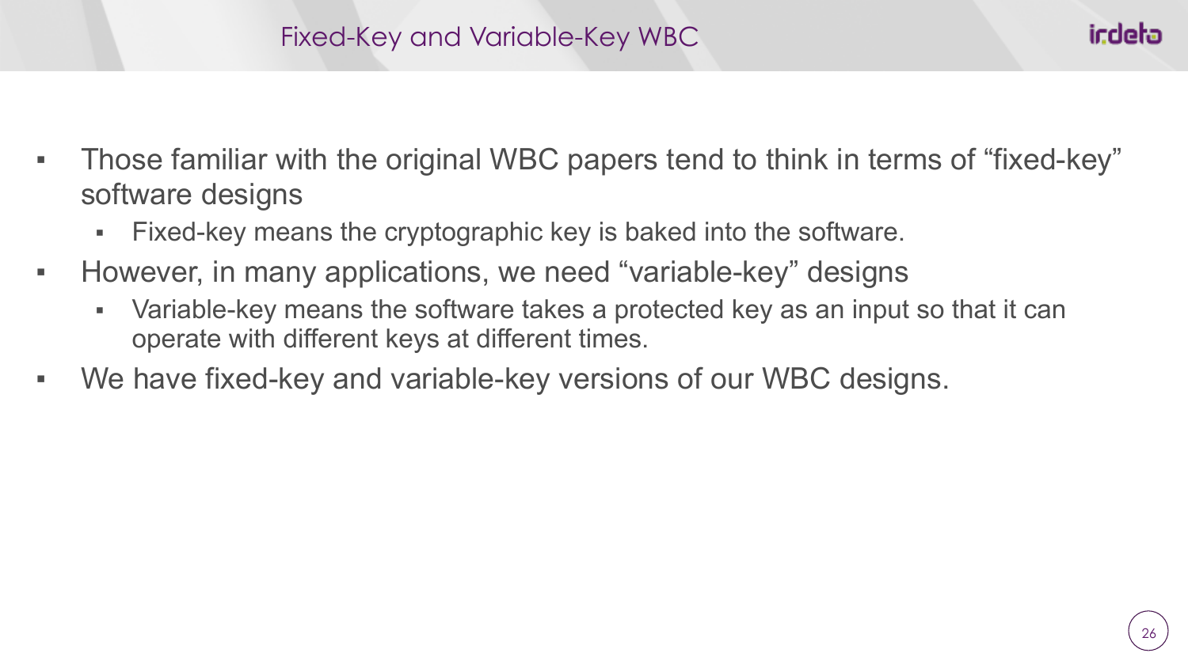# Fixed-Key and Variable-Key WBC

- Those familiar with the original WBC papers tend to think in terms of “fixed-key” software designs
  - Fixed-key means the cryptographic key is baked into the software.
- However, in many applications, we need “variable-key” designs
  - Variable-key means the software takes a protected key as an input so that it can operate with different keys at different times.
- We have fixed-key and variable-key versions of our WBC designs.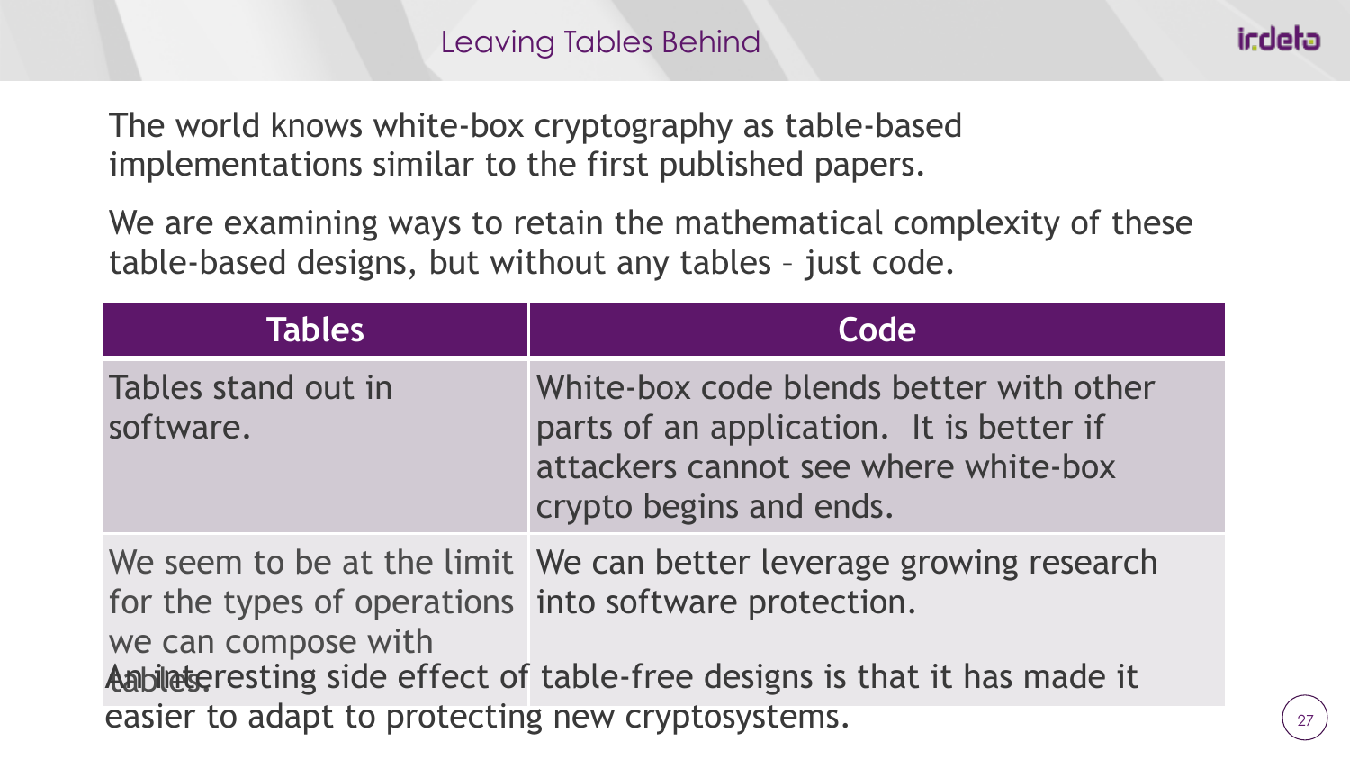# Leaving Tables Behind

The world knows white-box cryptography as table-based implementations similar to the first published papers.

We are examining ways to retain the mathematical complexity of these table-based designs, but without any tables – just code.

| Tables | Code |
| --- | --- |
| Tables stand out in software. | White-box code blends better with other parts of an application. It is better if attackers cannot see where white-box crypto begins and ends. |
| We seem to be at the limit for the types of operations we can compose with tables. | We can better leverage growing research into software protection. |

An interesting side effect of table-free designs is that it has made it easier to adapt to protecting new cryptosystems.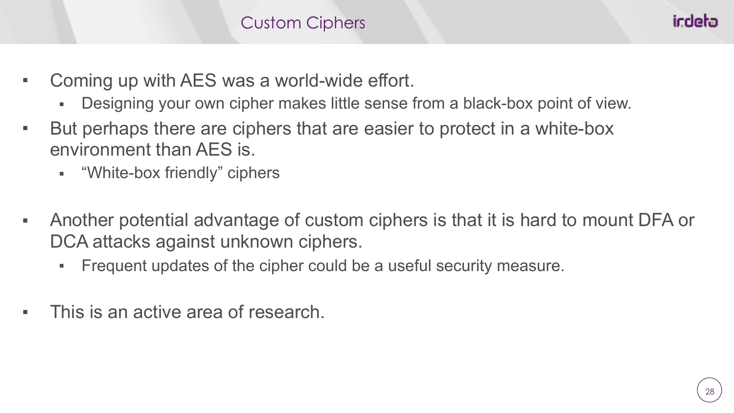# Custom Ciphers

- Coming up with AES was a world-wide effort.
  - Designing your own cipher makes little sense from a black-box point of view.
- But perhaps there are ciphers that are easier to protect in a white-box environment than AES is.
  - "White-box friendly" ciphers
- Another potential advantage of custom ciphers is that it is hard to mount DFA or DCA attacks against unknown ciphers.
  - Frequent updates of the cipher could be a useful security measure.
- This is an active area of research.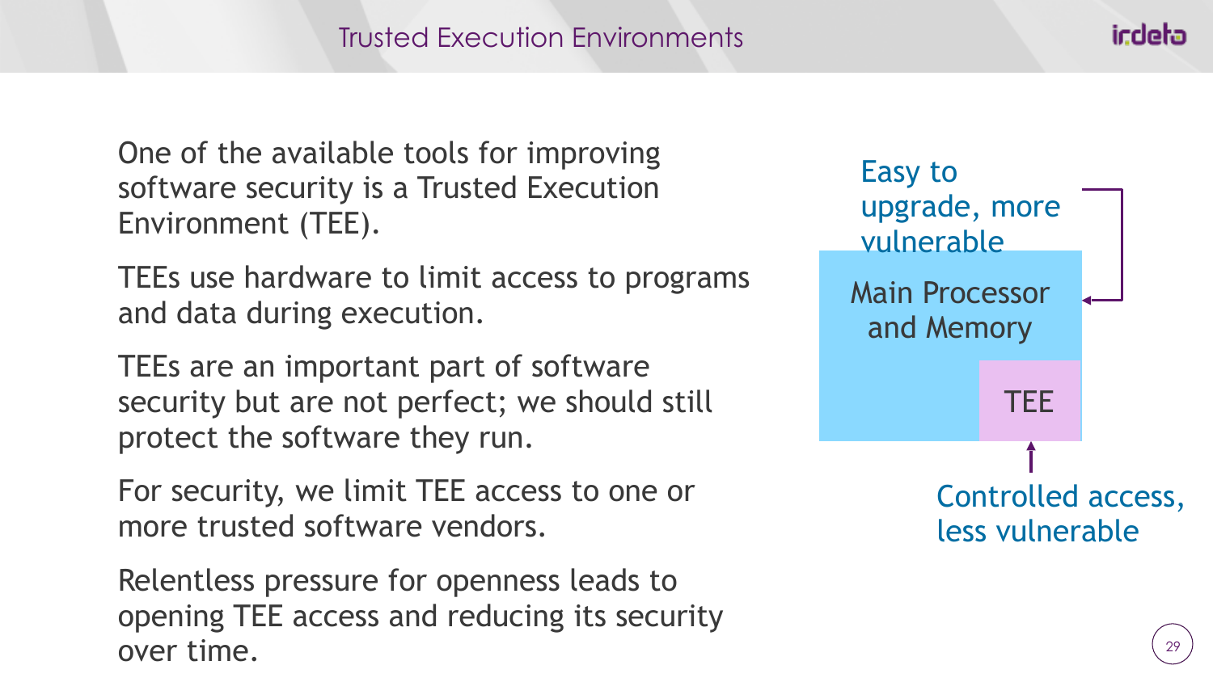# Trusted Execution Environments

One of the available tools for improving software security is a Trusted Execution Environment (TEE).

TEEs use hardware to limit access to programs and data during execution.

TEEs are an important part of software security but are not perfect; we should still protect the software they run.

For security, we limit TEE access to one or more trusted software vendors.

Relentless pressure for openness leads to opening TEE access and reducing its security over time.

Easy to upgrade, more vulnerable

Main Processor and Memory

TEE

Controlled access, less vulnerable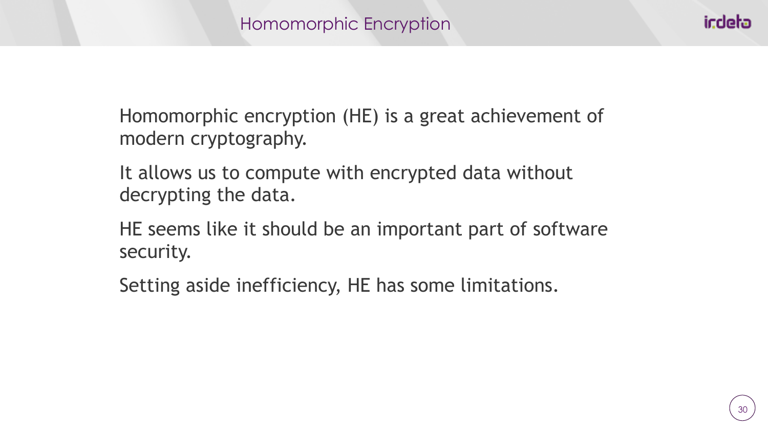# Homomorphic Encryption

Homomorphic encryption (HE) is a great achievement of modern cryptography.

It allows us to compute with encrypted data without decrypting the data.

HE seems like it should be an important part of software security.

Setting aside inefficiency, HE has some limitations.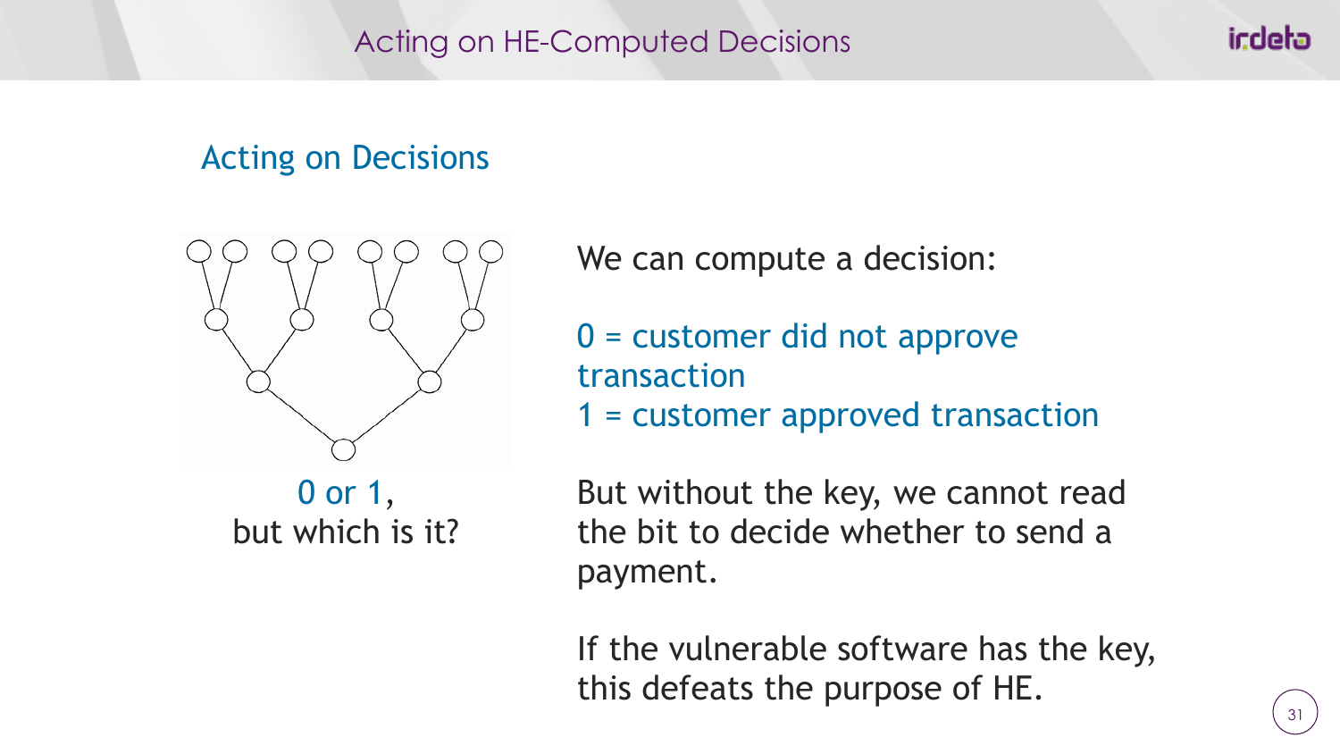# Acting on HE-Computed Decisions

## Acting on Decisions

0 or 1,
but which is it?

We can compute a decision:

0 = customer did not approve transaction
1 = customer approved transaction

But without the key, we cannot read the bit to decide whether to send a payment.

If the vulnerable software has the key, this defeats the purpose of HE.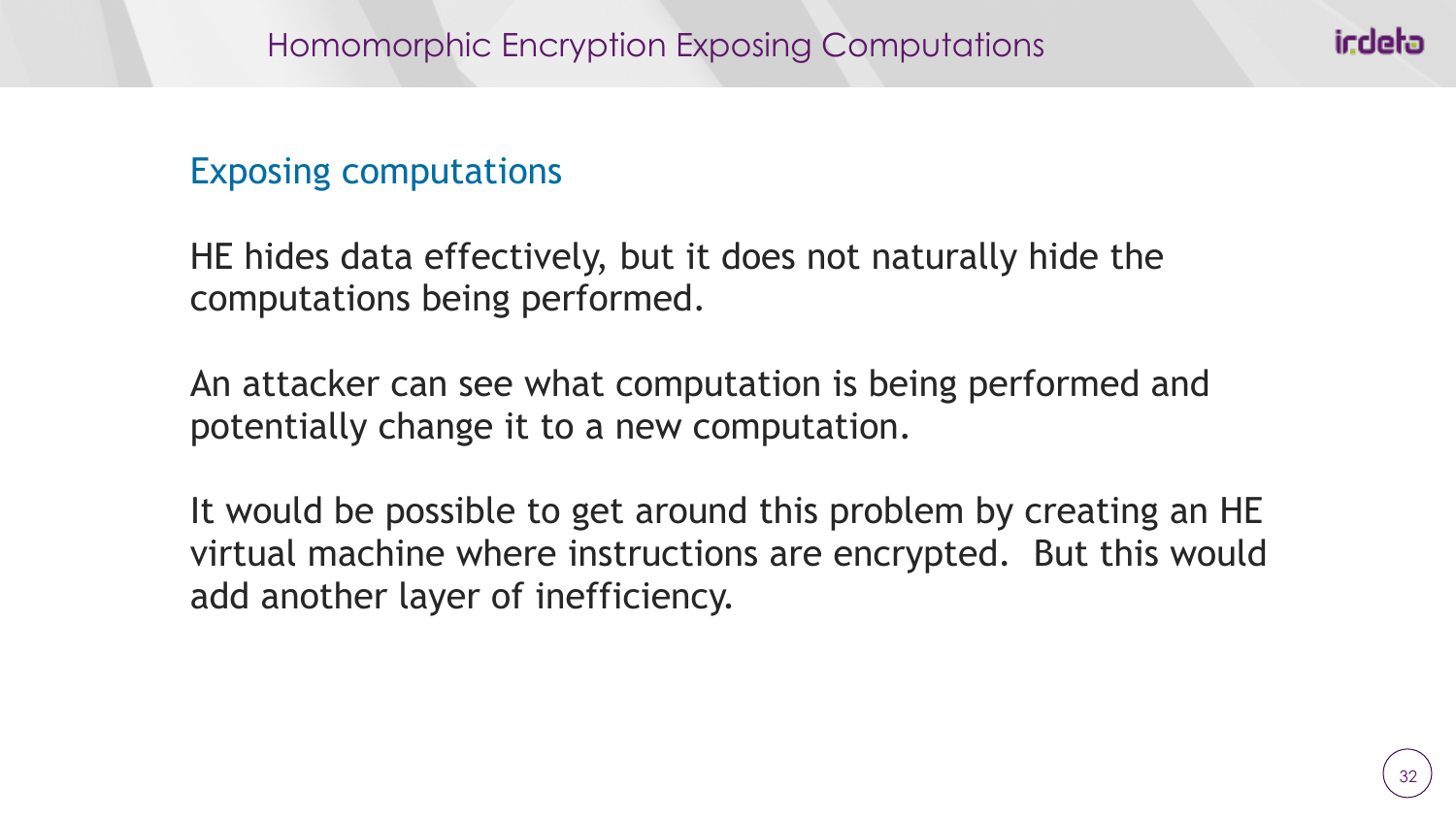# Homomorphic Encryption Exposing Computations

## Exposing computations

HE hides data effectively, but it does not naturally hide the computations being performed.

An attacker can see what computation is being performed and potentially change it to a new computation.

It would be possible to get around this problem by creating an HE virtual machine where instructions are encrypted. But this would add another layer of inefficiency.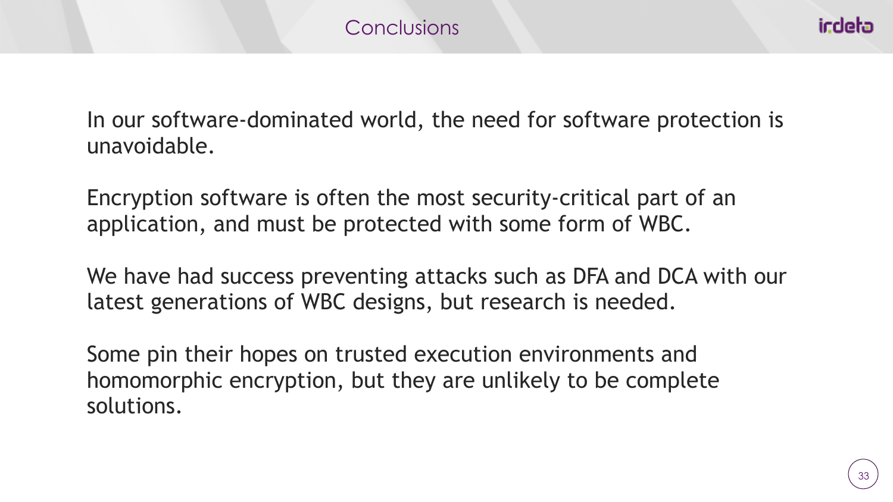# Conclusions

In our software-dominated world, the need for software protection is unavoidable.

Encryption software is often the most security-critical part of an application, and must be protected with some form of WBC.

We have had success preventing attacks such as DFA and DCA with our latest generations of WBC designs, but research is needed.

Some pin their hopes on trusted execution environments and homomorphic encryption, but they are unlikely to be complete solutions.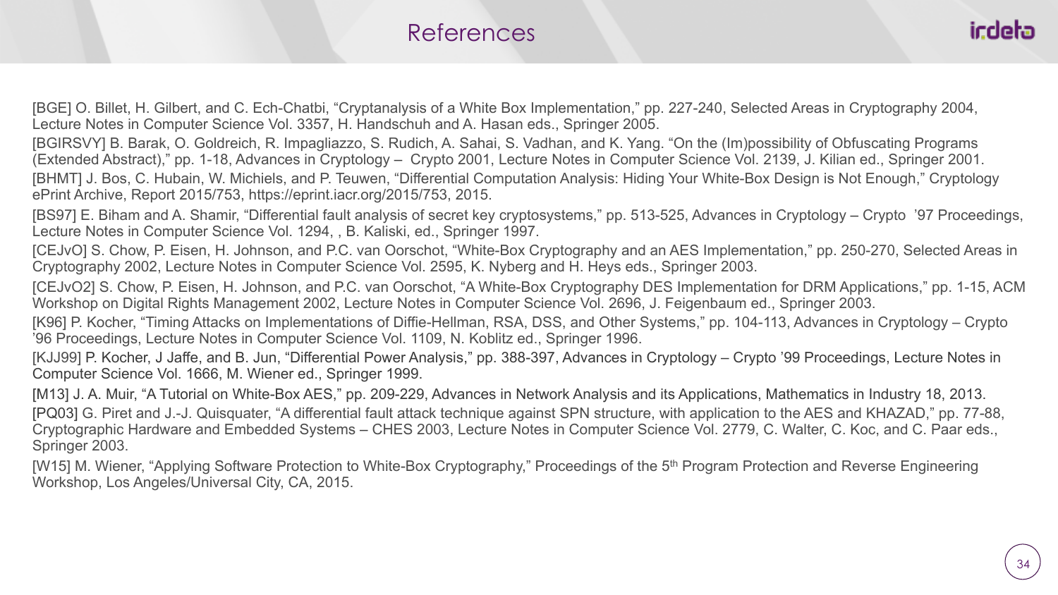# References

[BGE] O. Billet, H. Gilbert, and C. Ech-Chatbi, “Cryptanalysis of a White Box Implementation,” pp. 227-240, Selected Areas in Cryptography 2004, Lecture Notes in Computer Science Vol. 3357, H. Handschuh and A. Hasan eds., Springer 2005.

[BGIRSVY] B. Barak, O. Goldreich, R. Impagliazzo, S. Rudich, A. Sahai, S. Vadhan, and K. Yang. “On the (Im)possibility of Obfuscating Programs (Extended Abstract),” pp. 1-18, Advances in Cryptology – Crypto 2001, Lecture Notes in Computer Science Vol. 2139, J. Kilian ed., Springer 2001.

[BHMT] J. Bos, C. Hubain, W. Michiels, and P. Teuwen, “Differential Computation Analysis: Hiding Your White-Box Design is Not Enough,” Cryptology ePrint Archive, Report 2015/753, https://eprint.iacr.org/2015/753, 2015.

[BS97] E. Biham and A. Shamir, “Differential fault analysis of secret key cryptosystems,” pp. 513-525, Advances in Cryptology – Crypto ’97 Proceedings, Lecture Notes in Computer Science Vol. 1294, , B. Kaliski, ed., Springer 1997.

[CEJvO] S. Chow, P. Eisen, H. Johnson, and P.C. van Oorschot, “White-Box Cryptography and an AES Implementation,” pp. 250-270, Selected Areas in Cryptography 2002, Lecture Notes in Computer Science Vol. 2595, K. Nyberg and H. Heys eds., Springer 2003.

[CEJvO2] S. Chow, P. Eisen, H. Johnson, and P.C. van Oorschot, “A White-Box Cryptography DES Implementation for DRM Applications,” pp. 1-15, ACM Workshop on Digital Rights Management 2002, Lecture Notes in Computer Science Vol. 2696, J. Feigenbaum ed., Springer 2003.

[K96] P. Kocher, “Timing Attacks on Implementations of Diffie-Hellman, RSA, DSS, and Other Systems,” pp. 104-113, Advances in Cryptology – Crypto ’96 Proceedings, Lecture Notes in Computer Science Vol. 1109, N. Koblitz ed., Springer 1996.

[KJJ99] P. Kocher, J Jaffe, and B. Jun, “Differential Power Analysis,” pp. 388-397, Advances in Cryptology – Crypto ’99 Proceedings, Lecture Notes in Computer Science Vol. 1666, M. Wiener ed., Springer 1999.

[M13] J. A. Muir, “A Tutorial on White-Box AES,” pp. 209-229, Advances in Network Analysis and its Applications, Mathematics in Industry 18, 2013.

[PQ03] G. Piret and J.-J. Quisquater, “A differential fault attack technique against SPN structure, with application to the AES and KHAZAD,” pp. 77-88, Cryptographic Hardware and Embedded Systems – CHES 2003, Lecture Notes in Computer Science Vol. 2779, C. Walter, C. Koc, and C. Paar eds., Springer 2003.

[W15] M. Wiener, “Applying Software Protection to White-Box Cryptography,” Proceedings of the 5th Program Protection and Reverse Engineering Workshop, Los Angeles/Universal City, CA, 2015.